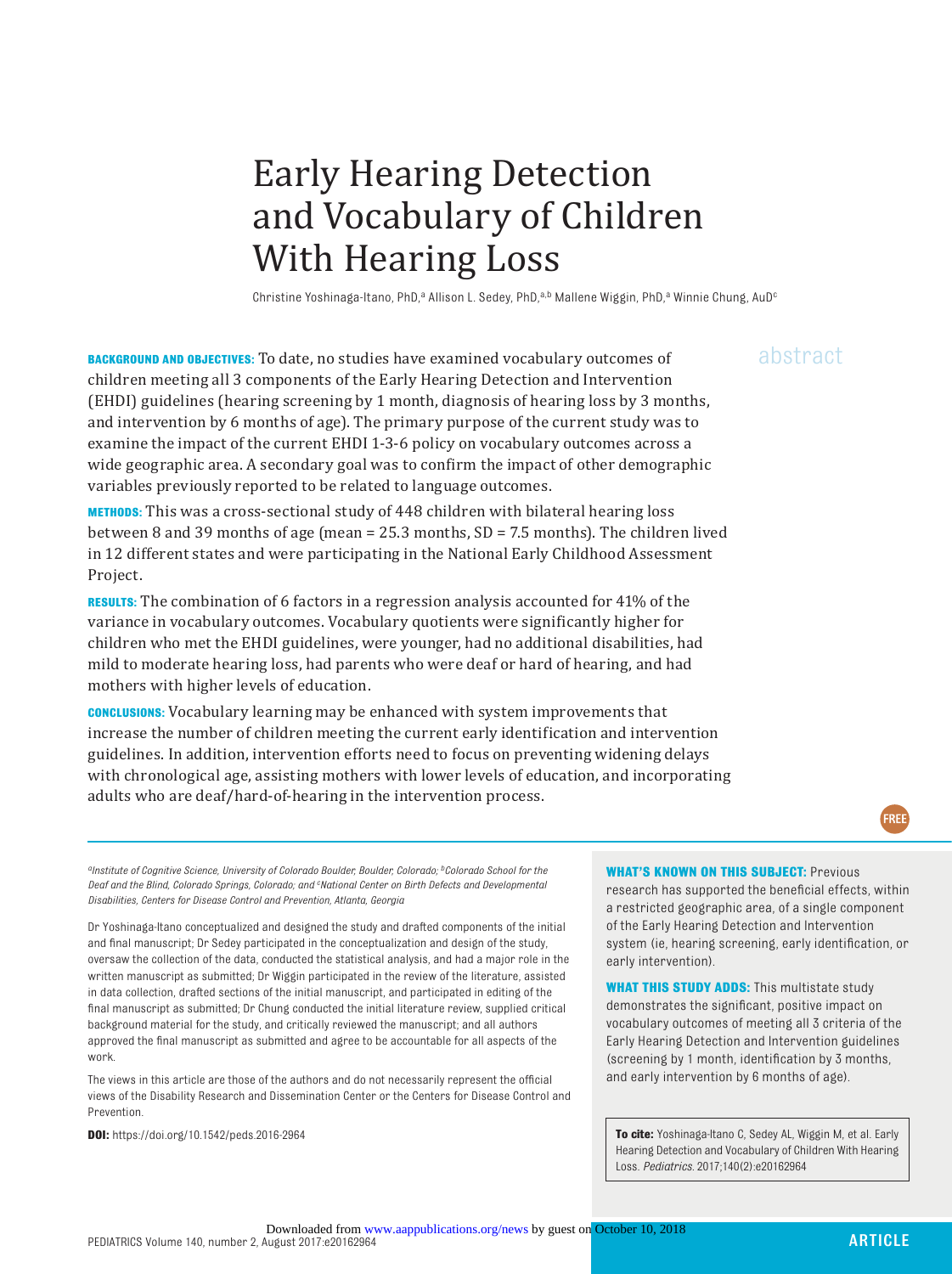# Early Hearing Detection and Vocabulary of Children With Hearing Loss

Christine Yoshinaga-Itano, PhD,[a] Allison L. Sedey, PhD,[a,b] Mallene Wiggin, PhD,[a] Winnie Chung, AuD[c]

abstract

**BACKGROUND AND OBJECTIVES:** To date, no studies have examined vocabulary outcomes of children meeting all 3 components of the Early Hearing Detection and Intervention (EHDI) guidelines (hearing screening by 1 month, diagnosis of hearing loss by 3 months, and intervention by 6 months of age). The primary purpose of the current study was to examine the impact of the current EHDI 1-3-6 policy on vocabulary outcomes across a wide geographic area. A secondary goal was to confirm the impact of other demographic variables previously reported to be related to language outcomes.

**METHODS:** This was a cross-sectional study of 448 children with bilateral hearing loss between 8 and 39 months of age (mean = 25.3 months, SD = 7.5 months). The children lived in 12 different states and were participating in the National Early Childhood Assessment Project.

**RESULTS:** The combination of 6 factors in a regression analysis accounted for 41% of the variance in vocabulary outcomes. Vocabulary quotients were significantly higher for children who met the EHDI guidelines, were younger, had no additional disabilities, had mild to moderate hearing loss, had parents who were deaf or hard of hearing, and had mothers with higher levels of education.

**CONCLUSIONS:** Vocabulary learning may be enhanced with system improvements that increase the number of children meeting the current early identification and intervention guidelines. In addition, intervention efforts need to focus on preventing widening delays with chronological age, assisting mothers with lower levels of education, and incorporating adults who are deaf/hard-of-hearing in the intervention process.

FREE

*[a]Institute of Cognitive Science, University of Colorado Boulder, Boulder, Colorado; [b]Colorado School for the Deaf and the Blind, Colorado Springs, Colorado; and [c]National Center on Birth Defects and Developmental Disabilities, Centers for Disease Control and Prevention, Atlanta, Georgia*

Dr Yoshinaga-Itano conceptualized and designed the study and drafted components of the initial and final manuscript; Dr Sedey participated in the conceptualization and design of the study, oversaw the collection of the data, conducted the statistical analysis, and had a major role in the written manuscript as submitted; Dr Wiggin participated in the review of the literature, assisted in data collection, drafted sections of the initial manuscript, and participated in editing of the final manuscript as submitted; Dr Chung conducted the initial literature review, supplied critical background material for the study, and critically reviewed the manuscript; and all authors approved the final manuscript as submitted and agree to be accountable for all aspects of the work.

The views in this article are those of the authors and do not necessarily represent the official views of the Disability Research and Dissemination Center or the Centers for Disease Control and Prevention.

**DOI:** https://doi.org/10.1542/peds.2016-2964

**WHAT'S KNOWN ON THIS SUBJECT:** Previous research has supported the beneficial effects, within a restricted geographic area, of a single component of the Early Hearing Detection and Intervention system (ie, hearing screening, early identification, or early intervention).

**WHAT THIS STUDY ADDS:** This multistate study demonstrates the significant, positive impact on vocabulary outcomes of meeting all 3 criteria of the Early Hearing Detection and Intervention guidelines (screening by 1 month, identification by 3 months, and early intervention by 6 months of age).

**To cite:** Yoshinaga-Itano C, Sedey AL, Wiggin M, et al. Early Hearing Detection and Vocabulary of Children With Hearing Loss. *Pediatrics.* 2017;140(2):e20162964

ARTICLE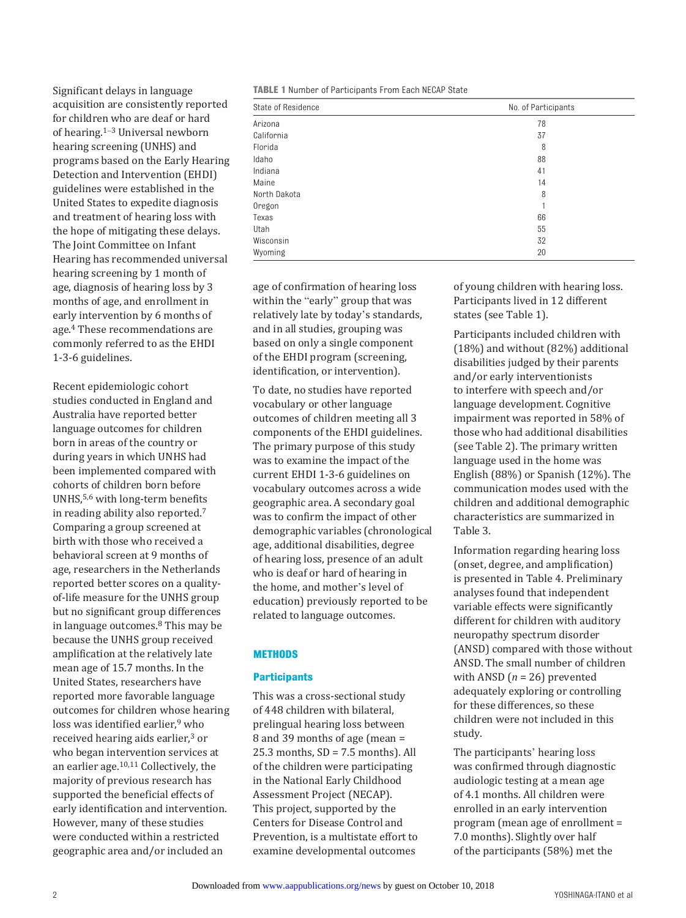Significant delays in language acquisition are consistently reported for children who are deaf or hard of hearing.[1–3] Universal newborn hearing screening (UNHS) and programs based on the Early Hearing Detection and Intervention (EHDI) guidelines were established in the United States to expedite diagnosis and treatment of hearing loss with the hope of mitigating these delays. The Joint Committee on Infant Hearing has recommended universal hearing screening by 1 month of age, diagnosis of hearing loss by 3 months of age, and enrollment in early intervention by 6 months of age.[4] These recommendations are commonly referred to as the EHDI 1-3-6 guidelines.

Recent epidemiologic cohort studies conducted in England and Australia have reported better language outcomes for children born in areas of the country or during years in which UNHS had been implemented compared with cohorts of children born before UNHS,[5,6] with long-term benefits in reading ability also reported.[7] Comparing a group screened at birth with those who received a behavioral screen at 9 months of age, researchers in the Netherlands reported better scores on a quality-of-life measure for the UNHS group but no significant group differences in language outcomes.[8] This may be because the UNHS group received amplification at the relatively late mean age of 15.7 months. In the United States, researchers have reported more favorable language outcomes for children whose hearing loss was identified earlier,[9] who received hearing aids earlier,[3] or who began intervention services at an earlier age.[10,11] Collectively, the majority of previous research has supported the beneficial effects of early identification and intervention. However, many of these studies were conducted within a restricted geographic area and/or included an age of confirmation of hearing loss within the "early" group that was relatively late by today's standards, and in all studies, grouping was based on only a single component of the EHDI program (screening, identification, or intervention).

To date, no studies have reported vocabulary or other language outcomes of children meeting all 3 components of the EHDI guidelines. The primary purpose of this study was to examine the impact of the current EHDI 1-3-6 guidelines on vocabulary outcomes across a wide geographic area. A secondary goal was to confirm the impact of other demographic variables (chronological age, additional disabilities, degree of hearing loss, presence of an adult who is deaf or hard of hearing in the home, and mother's level of education) previously reported to be related to language outcomes.

## METHODS

### Participants

This was a cross-sectional study of 448 children with bilateral, prelingual hearing loss between 8 and 39 months of age (mean = 25.3 months, SD = 7.5 months). All of the children were participating in the National Early Childhood Assessment Project (NECAP). This project, supported by the Centers for Disease Control and Prevention, is a multistate effort to examine developmental outcomes of young children with hearing loss. Participants lived in 12 different states (see Table 1).

**TABLE 1** Number of Participants From Each NECAP State

| State of Residence | No. of Participants |
|---|---|
| Arizona | 78 |
| California | 37 |
| Florida | 8 |
| Idaho | 88 |
| Indiana | 41 |
| Maine | 14 |
| North Dakota | 8 |
| Oregon | 1 |
| Texas | 66 |
| Utah | 55 |
| Wisconsin | 32 |
| Wyoming | 20 |

Participants included children with (18%) and without (82%) additional disabilities judged by their parents and/or early interventionists to interfere with speech and/or language development. Cognitive impairment was reported in 58% of those who had additional disabilities (see Table 2). The primary written language used in the home was English (88%) or Spanish (12%). The communication modes used with the children and additional demographic characteristics are summarized in Table 3.

Information regarding hearing loss (onset, degree, and amplification) is presented in Table 4. Preliminary analyses found that independent variable effects were significantly different for children with auditory neuropathy spectrum disorder (ANSD) compared with those without ANSD. The small number of children with ANSD (*n* = 26) prevented adequately exploring or controlling for these differences, so these children were not included in this study.

The participants' hearing loss was confirmed through diagnostic audiologic testing at a mean age of 4.1 months. All children were enrolled in an early intervention program (mean age of enrollment = 7.0 months). Slightly over half of the participants (58%) met the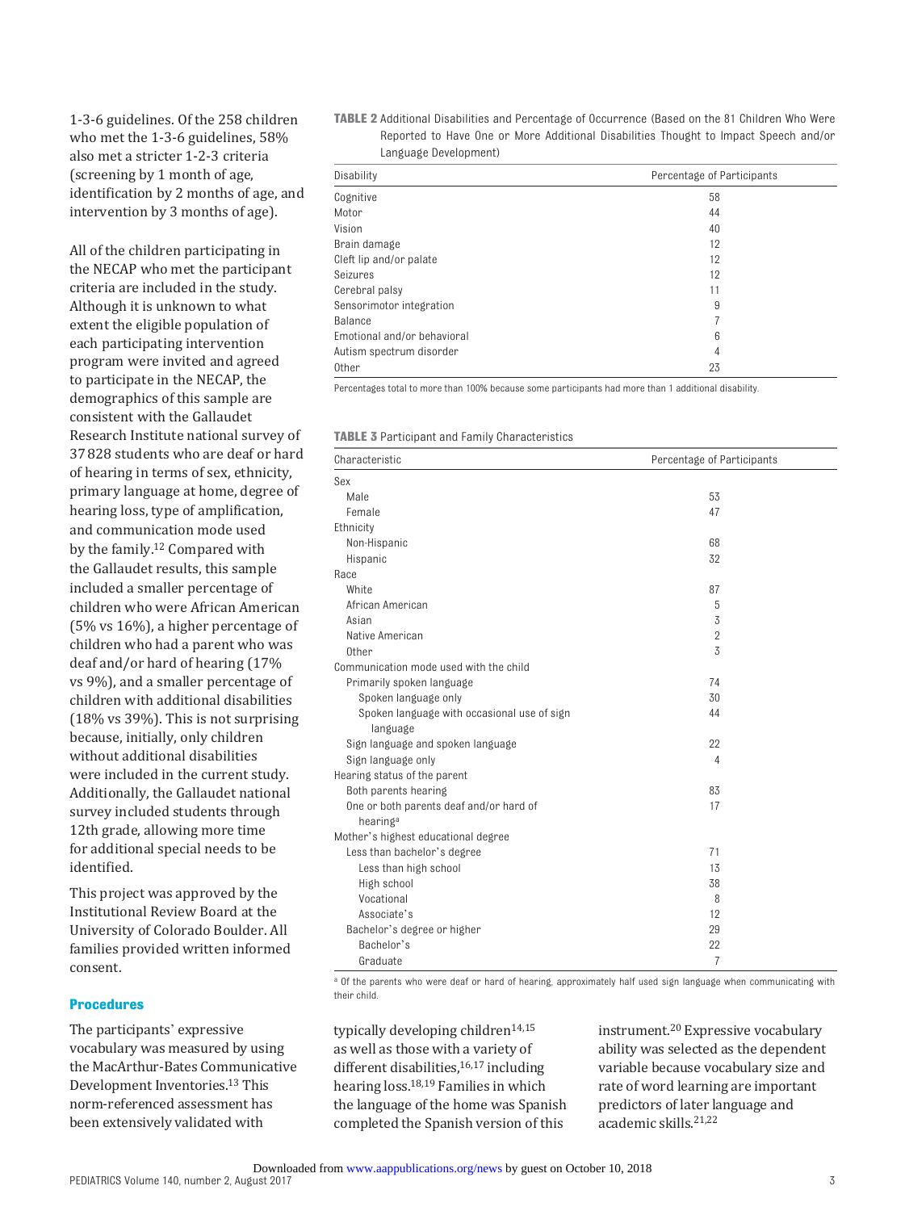1-3-6 guidelines. Of the 258 children who met the 1-3-6 guidelines, 58% also met a stricter 1-2-3 criteria (screening by 1 month of age, identification by 2 months of age, and intervention by 3 months of age).

All of the children participating in the NECAP who met the participant criteria are included in the study. Although it is unknown to what extent the eligible population of each participating intervention program were invited and agreed to participate in the NECAP, the demographics of this sample are consistent with the Gallaudet Research Institute national survey of 37 828 students who are deaf or hard of hearing in terms of sex, ethnicity, primary language at home, degree of hearing loss, type of amplification, and communication mode used by the family.[12] Compared with the Gallaudet results, this sample included a smaller percentage of children who were African American (5% vs 16%), a higher percentage of children who had a parent who was deaf and/or hard of hearing (17% vs 9%), and a smaller percentage of children with additional disabilities (18% vs 39%). This is not surprising because, initially, only children without additional disabilities were included in the current study. Additionally, the Gallaudet national survey included students through 12th grade, allowing more time for additional special needs to be identified.

This project was approved by the Institutional Review Board at the University of Colorado Boulder. All families provided written informed consent.

**TABLE 2** Additional Disabilities and Percentage of Occurrence (Based on the 81 Children Who Were Reported to Have One or More Additional Disabilities Thought to Impact Speech and/or Language Development)

| Disability | Percentage of Participants |
|---|---|
| Cognitive | 58 |
| Motor | 44 |
| Vision | 40 |
| Brain damage | 12 |
| Cleft lip and/or palate | 12 |
| Seizures | 12 |
| Cerebral palsy | 11 |
| Sensorimotor integration | 9 |
| Balance | 7 |
| Emotional and/or behavioral | 6 |
| Autism spectrum disorder | 4 |
| Other | 23 |

Percentages total to more than 100% because some participants had more than 1 additional disability.

**TABLE 3** Participant and Family Characteristics

| Characteristic | Percentage of Participants |
|---|---|
| Sex | |
| Male | 53 |
| Female | 47 |
| Ethnicity | |
| Non-Hispanic | 68 |
| Hispanic | 32 |
| Race | |
| White | 87 |
| African American | 5 |
| Asian | 3 |
| Native American | 2 |
| Other | 3 |
| Communication mode used with the child | |
| Primarily spoken language | 74 |
| Spoken language only | 30 |
| Spoken language with occasional use of sign language | 44 |
| Sign language and spoken language | 22 |
| Sign language only | 4 |
| Hearing status of the parent | |
| Both parents hearing | 83 |
| One or both parents deaf and/or hard of hearing[a] | 17 |
| Mother's highest educational degree | |
| Less than bachelor's degree | 71 |
| Less than high school | 13 |
| High school | 38 |
| Vocational | 8 |
| Associate's | 12 |
| Bachelor's degree or higher | 29 |
| Bachelor's | 22 |
| Graduate | 7 |

[a] Of the parents who were deaf or hard of hearing, approximately half used sign language when communicating with their child.

### Procedures

The participants' expressive vocabulary was measured by using the MacArthur-Bates Communicative Development Inventories.[13] This norm-referenced assessment has been extensively validated with typically developing children[14,15] as well as those with a variety of different disabilities,[16,17] including hearing loss.[18,19] Families in which the language of the home was Spanish completed the Spanish version of this instrument.[20] Expressive vocabulary ability was selected as the dependent variable because vocabulary size and rate of word learning are important predictors of later language and academic skills.[21,22]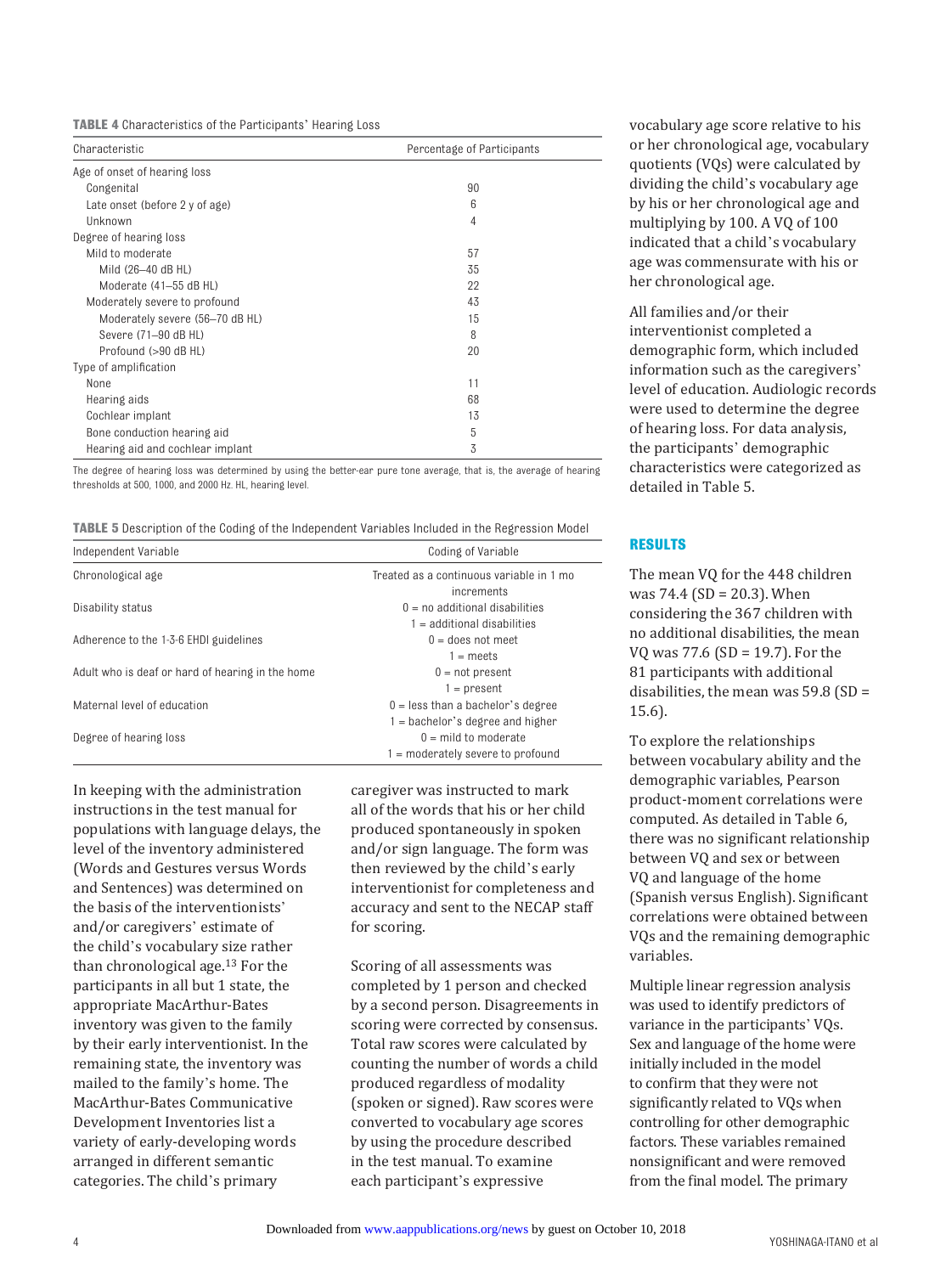**TABLE 4** Characteristics of the Participants' Hearing Loss

| Characteristic | Percentage of Participants |
| --- | --- |
| Age of onset of hearing loss | |
| Congenital | 90 |
| Late onset (before 2 y of age) | 6 |
| Unknown | 4 |
| Degree of hearing loss | |
| Mild to moderate | 57 |
| Mild (26–40 dB HL) | 35 |
| Moderate (41–55 dB HL) | 22 |
| Moderately severe to profound | 43 |
| Moderately severe (56–70 dB HL) | 15 |
| Severe (71–90 dB HL) | 8 |
| Profound (>90 dB HL) | 20 |
| Type of amplification | |
| None | 11 |
| Hearing aids | 68 |
| Cochlear implant | 13 |
| Bone conduction hearing aid | 5 |
| Hearing aid and cochlear implant | 3 |

The degree of hearing loss was determined by using the better-ear pure tone average, that is, the average of hearing thresholds at 500, 1000, and 2000 Hz. HL, hearing level.

**TABLE 5** Description of the Coding of the Independent Variables Included in the Regression Model

| Independent Variable | Coding of Variable |
| --- | --- |
| Chronological age | Treated as a continuous variable in 1 mo increments |
| Disability status | 0 = no additional disabilities<br>1 = additional disabilities |
| Adherence to the 1-3-6 EHDI guidelines | 0 = does not meet<br>1 = meets |
| Adult who is deaf or hard of hearing in the home | 0 = not present<br>1 = present |
| Maternal level of education | 0 = less than a bachelor's degree<br>1 = bachelor's degree and higher |
| Degree of hearing loss | 0 = mild to moderate<br>1 = moderately severe to profound |

In keeping with the administration instructions in the test manual for populations with language delays, the level of the inventory administered (Words and Gestures versus Words and Sentences) was determined on the basis of the interventionists' and/or caregivers' estimate of the child's vocabulary size rather than chronological age.[13] For the participants in all but 1 state, the appropriate MacArthur-Bates inventory was given to the family by their early interventionist. In the remaining state, the inventory was mailed to the family's home. The MacArthur-Bates Communicative Development Inventories list a variety of early-developing words arranged in different semantic categories. The child's primary caregiver was instructed to mark all of the words that his or her child produced spontaneously in spoken and/or sign language. The form was then reviewed by the child's early interventionist for completeness and accuracy and sent to the NECAP staff for scoring.

Scoring of all assessments was completed by 1 person and checked by a second person. Disagreements in scoring were corrected by consensus. Total raw scores were calculated by counting the number of words a child produced regardless of modality (spoken or signed). Raw scores were converted to vocabulary age scores by using the procedure described in the test manual. To examine each participant's expressive vocabulary age score relative to his or her chronological age, vocabulary quotients (VQs) were calculated by dividing the child's vocabulary age by his or her chronological age and multiplying by 100. A VQ of 100 indicated that a child's vocabulary age was commensurate with his or her chronological age.

All families and/or their interventionist completed a demographic form, which included information such as the caregivers' level of education. Audiologic records were used to determine the degree of hearing loss. For data analysis, the participants' demographic characteristics were categorized as detailed in Table 5.

## RESULTS

The mean VQ for the 448 children was 74.4 (SD = 20.3). When considering the 367 children with no additional disabilities, the mean VQ was 77.6 (SD = 19.7). For the 81 participants with additional disabilities, the mean was 59.8 (SD = 15.6).

To explore the relationships between vocabulary ability and the demographic variables, Pearson product-moment correlations were computed. As detailed in Table 6, there was no significant relationship between VQ and sex or between VQ and language of the home (Spanish versus English). Significant correlations were obtained between VQs and the remaining demographic variables.

Multiple linear regression analysis was used to identify predictors of variance in the participants' VQs. Sex and language of the home were initially included in the model to confirm that they were not significantly related to VQs when controlling for other demographic factors. These variables remained nonsignificant and were removed from the final model. The primary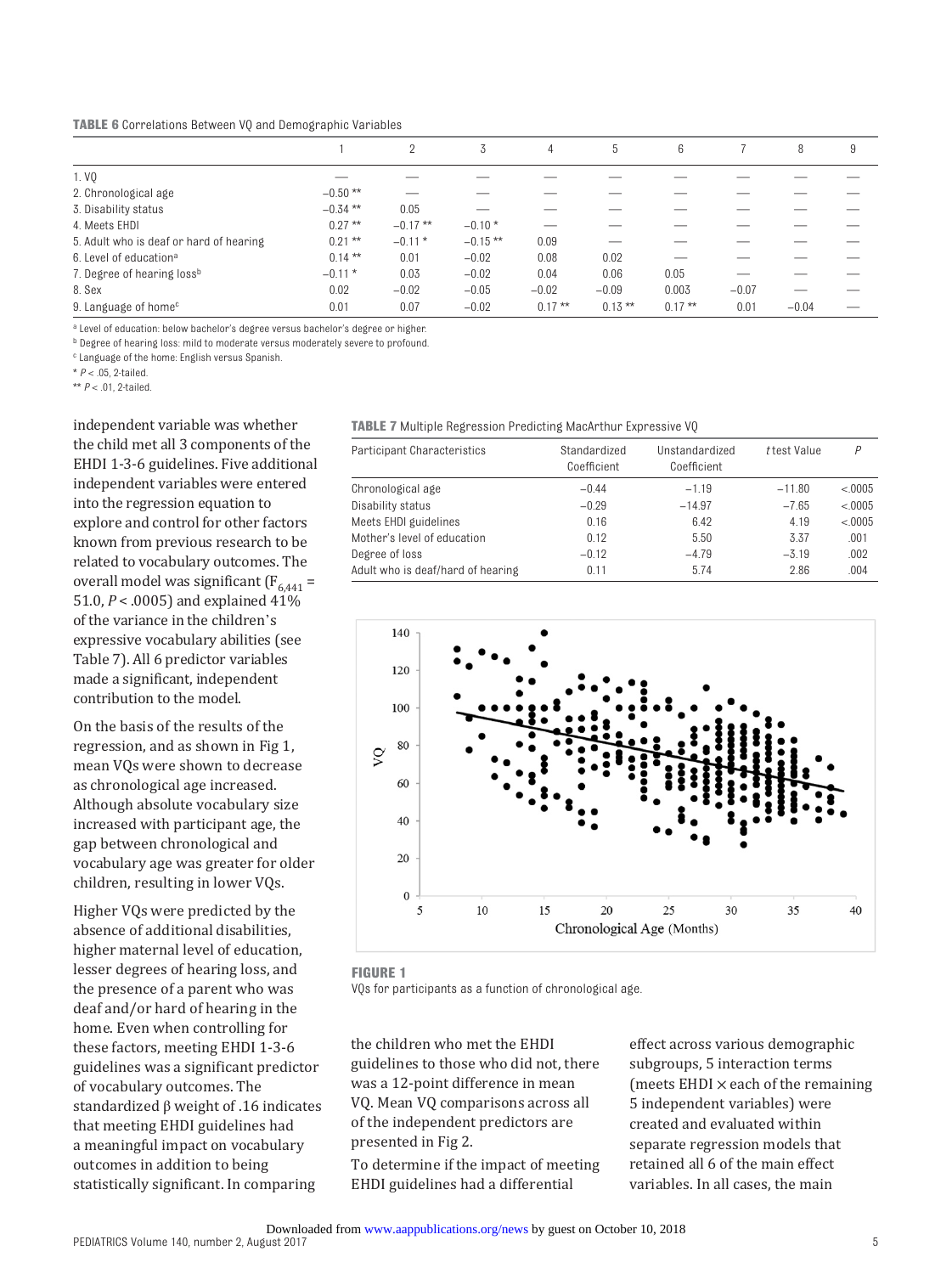**TABLE 6** Correlations Between VQ and Demographic Variables

| | 1 | 2 | 3 | 4 | 5 | 6 | 7 | 8 | 9 |
|---|---|---|---|---|---|---|---|---|---|
| 1. VQ | — | — | — | — | — | — | — | — | — |
| 2. Chronological age | −0.50 ** | — | — | — | — | — | — | — | — |
| 3. Disability status | −0.34 ** | 0.05 | — | — | — | — | — | — | — |
| 4. Meets EHDI | 0.27 ** | −0.17 ** | −0.10 * | — | — | — | — | — | — |
| 5. Adult who is deaf or hard of hearing | 0.21 ** | −0.11 * | −0.15 ** | 0.09 | — | — | — | — | — |
| 6. Level of education[a] | 0.14 ** | 0.01 | −0.02 | 0.08 | 0.02 | — | — | — | — |
| 7. Degree of hearing loss[b] | −0.11 * | 0.03 | −0.02 | 0.04 | 0.06 | 0.05 | — | — | — |
| 8. Sex | 0.02 | −0.02 | −0.05 | −0.02 | −0.09 | 0.003 | −0.07 | — | — |
| 9. Language of home[c] | 0.01 | 0.07 | −0.02 | 0.17 ** | 0.13 ** | 0.17 ** | 0.01 | −0.04 | — |

[a] Level of education: below bachelor's degree versus bachelor's degree or higher.
[b] Degree of hearing loss: mild to moderate versus moderately severe to profound.
[c] Language of the home: English versus Spanish.
* $P < .05$, 2-tailed.
** $P < .01$, 2-tailed.

independent variable was whether the child met all 3 components of the EHDI 1-3-6 guidelines. Five additional independent variables were entered into the regression equation to explore and control for other factors known from previous research to be related to vocabulary outcomes. The overall model was significant ($F_{6,441}$ = 51.0, $P < .0005$) and explained 41% of the variance in the children's expressive vocabulary abilities (see Table 7). All 6 predictor variables made a significant, independent contribution to the model.

On the basis of the results of the regression, and as shown in Fig 1, mean VQs were shown to decrease as chronological age increased. Although absolute vocabulary size increased with participant age, the gap between chronological and vocabulary age was greater for older children, resulting in lower VQs.

Higher VQs were predicted by the absence of additional disabilities, higher maternal level of education, lesser degrees of hearing loss, and the presence of a parent who was deaf and/or hard of hearing in the home. Even when controlling for these factors, meeting EHDI 1-3-6 guidelines was a significant predictor of vocabulary outcomes. The standardized β weight of .16 indicates that meeting EHDI guidelines had a meaningful impact on vocabulary outcomes in addition to being statistically significant. In comparing the children who met the EHDI guidelines to those who did not, there was a 12-point difference in mean VQ. Mean VQ comparisons across all of the independent predictors are presented in Fig 2.

**TABLE 7** Multiple Regression Predicting MacArthur Expressive VQ

| Participant Characteristics | Standardized Coefficient | Unstandardized Coefficient | *t* test Value | *P* |
|---|---|---|---|---|
| Chronological age | −0.44 | −1.19 | −11.80 | <.0005 |
| Disability status | −0.29 | −14.97 | −7.65 | <.0005 |
| Meets EHDI guidelines | 0.16 | 6.42 | 4.19 | <.0005 |
| Mother's level of education | 0.12 | 5.50 | 3.37 | .001 |
| Degree of loss | −0.12 | −4.79 | −3.19 | .002 |
| Adult who is deaf/hard of hearing | 0.11 | 5.74 | 2.86 | .004 |

**FIGURE 1**
VQs for participants as a function of chronological age.

To determine if the impact of meeting EHDI guidelines had a differential effect across various demographic subgroups, 5 interaction terms (meets EHDI × each of the remaining 5 independent variables) were created and evaluated within separate regression models that retained all 6 of the main effect variables. In all cases, the main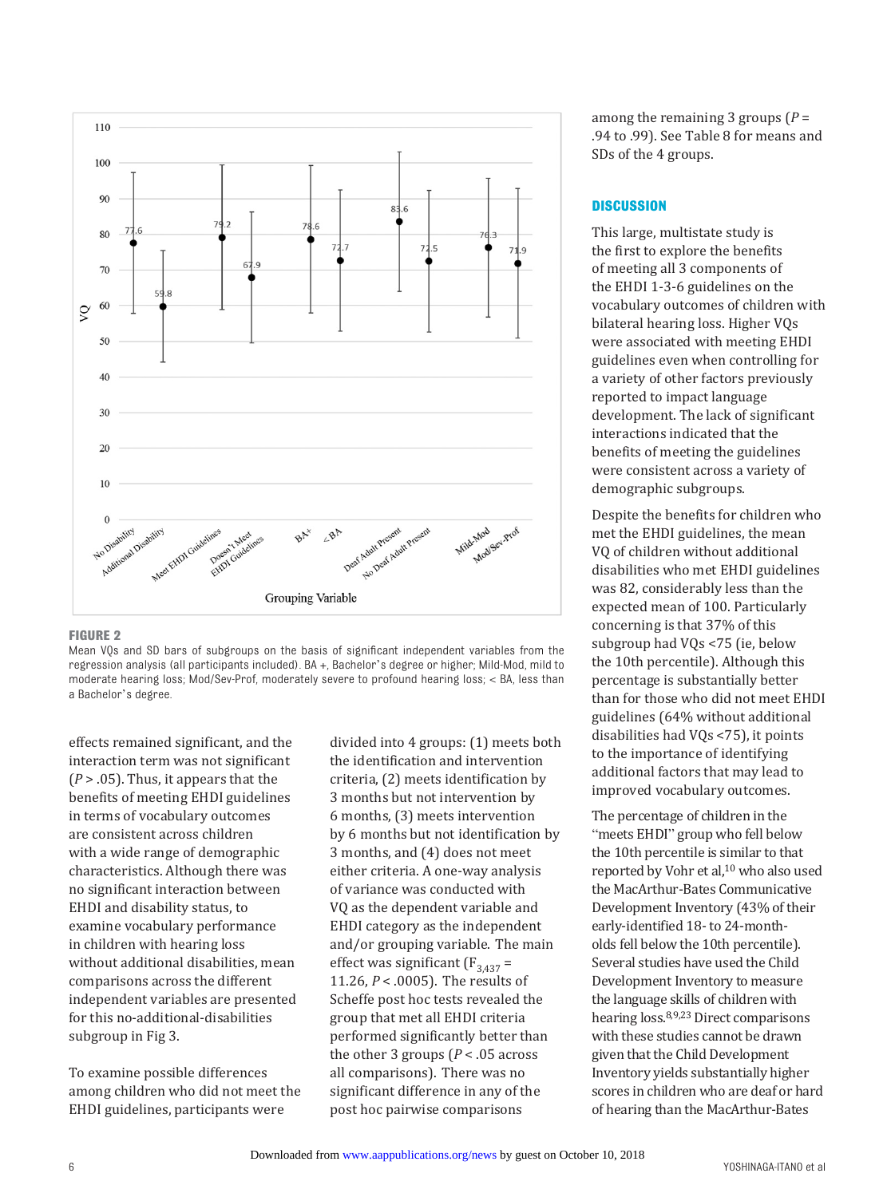FIGURE 2

Mean VQs and SD bars of subgroups on the basis of significant independent variables from the regression analysis (all participants included). BA +, Bachelor's degree or higher; Mild-Mod, mild to moderate hearing loss; Mod/Sev-Prof, moderately severe to profound hearing loss; < BA, less than a Bachelor's degree.

effects remained significant, and the interaction term was not significant ($P > .05$). Thus, it appears that the benefits of meeting EHDI guidelines in terms of vocabulary outcomes are consistent across children with a wide range of demographic characteristics. Although there was no significant interaction between EHDI and disability status, to examine vocabulary performance in children with hearing loss without additional disabilities, mean comparisons across the different independent variables are presented for this no-additional-disabilities subgroup in Fig 3.

To examine possible differences among children who did not meet the EHDI guidelines, participants were divided into 4 groups: (1) meets both the identification and intervention criteria, (2) meets identification by 3 months but not intervention by 6 months, (3) meets intervention by 6 months but not identification by 3 months, and (4) does not meet either criteria. A one-way analysis of variance was conducted with VQ as the dependent variable and EHDI category as the independent and/or grouping variable. The main effect was significant ($F_{3,437} = 11.26$, $P < .0005$). The results of Scheffe post hoc tests revealed the group that met all EHDI criteria performed significantly better than the other 3 groups ($P < .05$ across all comparisons). There was no significant difference in any of the post hoc pairwise comparisons among the remaining 3 groups ($P = .94$ to $.99$). See Table 8 for means and SDs of the 4 groups.

## DISCUSSION

This large, multistate study is the first to explore the benefits of meeting all 3 components of the EHDI 1-3-6 guidelines on the vocabulary outcomes of children with bilateral hearing loss. Higher VQs were associated with meeting EHDI guidelines even when controlling for a variety of other factors previously reported to impact language development. The lack of significant interactions indicated that the benefits of meeting the guidelines were consistent across a variety of demographic subgroups.

Despite the benefits for children who met the EHDI guidelines, the mean VQ of children without additional disabilities who met EHDI guidelines was 82, considerably less than the expected mean of 100. Particularly concerning is that 37% of this subgroup had VQs <75 (ie, below the 10th percentile). Although this percentage is substantially better than for those who did not meet EHDI guidelines (64% without additional disabilities had VQs <75), it points to the importance of identifying additional factors that may lead to improved vocabulary outcomes.

The percentage of children in the "meets EHDI" group who fell below the 10th percentile is similar to that reported by Vohr et al,[10] who also used the MacArthur-Bates Communicative Development Inventory (43% of their early-identified 18- to 24-month-olds fell below the 10th percentile). Several studies have used the Child Development Inventory to measure the language skills of children with hearing loss.[8,9,23] Direct comparisons with these studies cannot be drawn given that the Child Development Inventory yields substantially higher scores in children who are deaf or hard of hearing than the MacArthur-Bates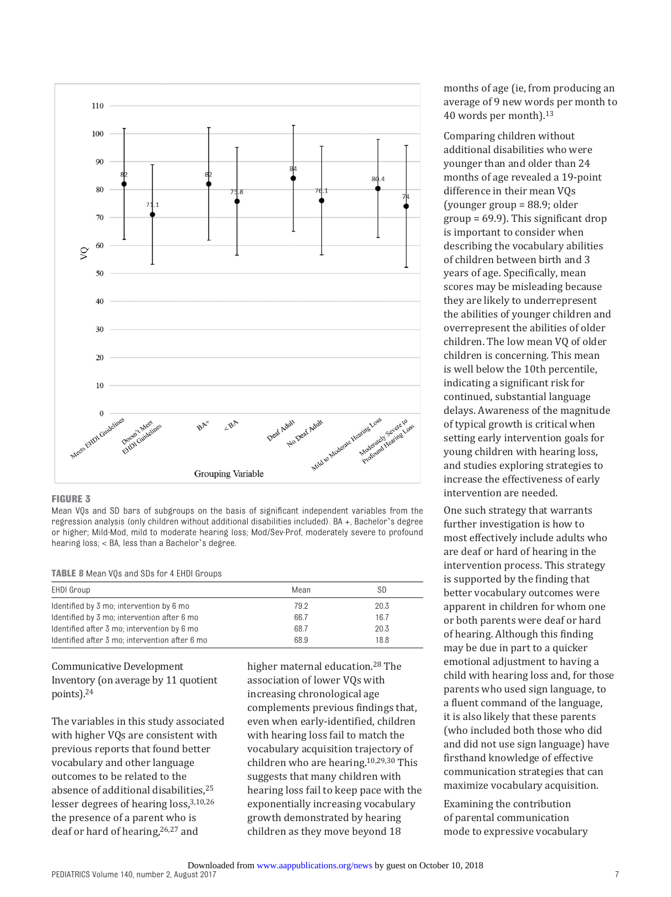**FIGURE 3**

Mean VQs and SD bars of subgroups on the basis of significant independent variables from the regression analysis (only children without additional disabilities included). BA +, Bachelor's degree or higher; Mild-Mod, mild to moderate hearing loss; Mod/Sev-Prof, moderately severe to profound hearing loss; < BA, less than a Bachelor's degree.

**TABLE 8** Mean VQs and SDs for 4 EHDI Groups

| EHDI Group | Mean | SD |
| --- | --- | --- |
| Identified by 3 mo; intervention by 6 mo | 79.2 | 20.3 |
| Identified by 3 mo; intervention after 6 mo | 66.7 | 16.7 |
| Identified after 3 mo; intervention by 6 mo | 68.7 | 20.3 |
| Identified after 3 mo; intervention after 6 mo | 68.9 | 18.8 |

Communicative Development Inventory (on average by 11 quotient points).[24]

The variables in this study associated with higher VQs are consistent with previous reports that found better vocabulary and other language outcomes to be related to the absence of additional disabilities,[25] lesser degrees of hearing loss,[3,10,26] the presence of a parent who is deaf or hard of hearing,[26,27] and higher maternal education.[28] The association of lower VQs with increasing chronological age complements previous findings that, even when early-identified, children with hearing loss fail to match the vocabulary acquisition trajectory of children who are hearing.[10,29,30] This suggests that many children with hearing loss fail to keep pace with the exponentially increasing vocabulary growth demonstrated by hearing children as they move beyond 18 months of age (ie, from producing an average of 9 new words per month to 40 words per month).[13]

Comparing children without additional disabilities who were younger than and older than 24 months of age revealed a 19-point difference in their mean VQs (younger group = 88.9; older group = 69.9). This significant drop is important to consider when describing the vocabulary abilities of children between birth and 3 years of age. Specifically, mean scores may be misleading because they are likely to underrepresent the abilities of younger children and overrepresent the abilities of older children. The low mean VQ of older children is concerning. This mean is well below the 10th percentile, indicating a significant risk for continued, substantial language delays. Awareness of the magnitude of typical growth is critical when setting early intervention goals for young children with hearing loss, and studies exploring strategies to increase the effectiveness of early intervention are needed.

One such strategy that warrants further investigation is how to most effectively include adults who are deaf or hard of hearing in the intervention process. This strategy is supported by the finding that better vocabulary outcomes were apparent in children for whom one or both parents were deaf or hard of hearing. Although this finding may be due in part to a quicker emotional adjustment to having a child with hearing loss and, for those parents who used sign language, to a fluent command of the language, it is also likely that these parents (who included both those who did and did not use sign language) have firsthand knowledge of effective communication strategies that can maximize vocabulary acquisition.

Examining the contribution of parental communication mode to expressive vocabulary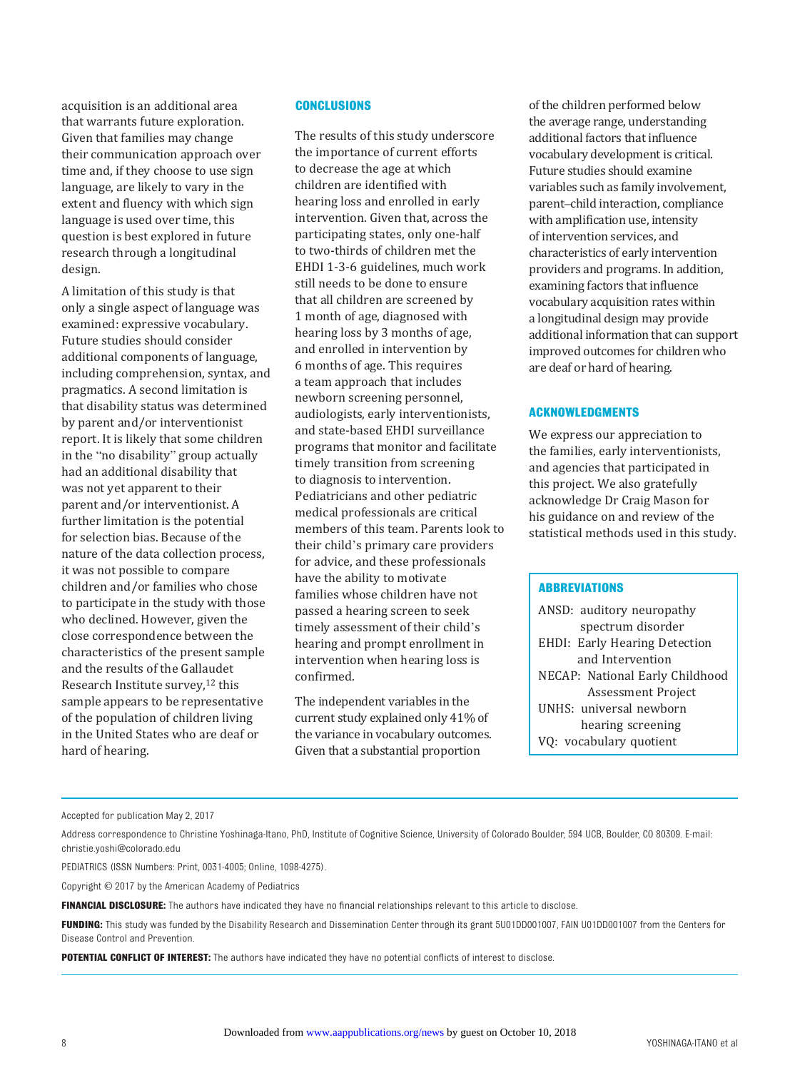acquisition is an additional area that warrants future exploration. Given that families may change their communication approach over time and, if they choose to use sign language, are likely to vary in the extent and fluency with which sign language is used over time, this question is best explored in future research through a longitudinal design.

A limitation of this study is that only a single aspect of language was examined: expressive vocabulary. Future studies should consider additional components of language, including comprehension, syntax, and pragmatics. A second limitation is that disability status was determined by parent and/or interventionist report. It is likely that some children in the "no disability" group actually had an additional disability that was not yet apparent to their parent and/or interventionist. A further limitation is the potential for selection bias. Because of the nature of the data collection process, it was not possible to compare children and/or families who chose to participate in the study with those who declined. However, given the close correspondence between the characteristics of the present sample and the results of the Gallaudet Research Institute survey,[12] this sample appears to be representative of the population of children living in the United States who are deaf or hard of hearing.

## CONCLUSIONS

The results of this study underscore the importance of current efforts to decrease the age at which children are identified with hearing loss and enrolled in early intervention. Given that, across the participating states, only one-half to two-thirds of children met the EHDI 1-3-6 guidelines, much work still needs to be done to ensure that all children are screened by 1 month of age, diagnosed with hearing loss by 3 months of age, and enrolled in intervention by 6 months of age. This requires a team approach that includes newborn screening personnel, audiologists, early interventionists, and state-based EHDI surveillance programs that monitor and facilitate timely transition from screening to diagnosis to intervention. Pediatricians and other pediatric medical professionals are critical members of this team. Parents look to their child's primary care providers for advice, and these professionals have the ability to motivate families whose children have not passed a hearing screen to seek timely assessment of their child's hearing and prompt enrollment in intervention when hearing loss is confirmed.

The independent variables in the current study explained only 41% of the variance in vocabulary outcomes. Given that a substantial proportion of the children performed below the average range, understanding additional factors that influence vocabulary development is critical. Future studies should examine variables such as family involvement, parent–child interaction, compliance with amplification use, intensity of intervention services, and characteristics of early intervention providers and programs. In addition, examining factors that influence vocabulary acquisition rates within a longitudinal design may provide additional information that can support improved outcomes for children who are deaf or hard of hearing.

## ACKNOWLEDGMENTS

We express our appreciation to the families, early interventionists, and agencies that participated in this project. We also gratefully acknowledge Dr Craig Mason for his guidance on and review of the statistical methods used in this study.

## ABBREVIATIONS

ANSD: auditory neuropathy spectrum disorder
EHDI: Early Hearing Detection and Intervention
NECAP: National Early Childhood Assessment Project
UNHS: universal newborn hearing screening
VQ: vocabulary quotient

---

Accepted for publication May 2, 2017

Address correspondence to Christine Yoshinaga-Itano, PhD, Institute of Cognitive Science, University of Colorado Boulder, 594 UCB, Boulder, CO 80309. E-mail: christie.yoshi@colorado.edu

PEDIATRICS (ISSN Numbers: Print, 0031-4005; Online, 1098-4275).

Copyright © 2017 by the American Academy of Pediatrics

**FINANCIAL DISCLOSURE:** The authors have indicated they have no financial relationships relevant to this article to disclose.

**FUNDING:** This study was funded by the Disability Research and Dissemination Center through its grant 5U01DD001007, FAIN U01DD001007 from the Centers for Disease Control and Prevention.

**POTENTIAL CONFLICT OF INTEREST:** The authors have indicated they have no potential conflicts of interest to disclose.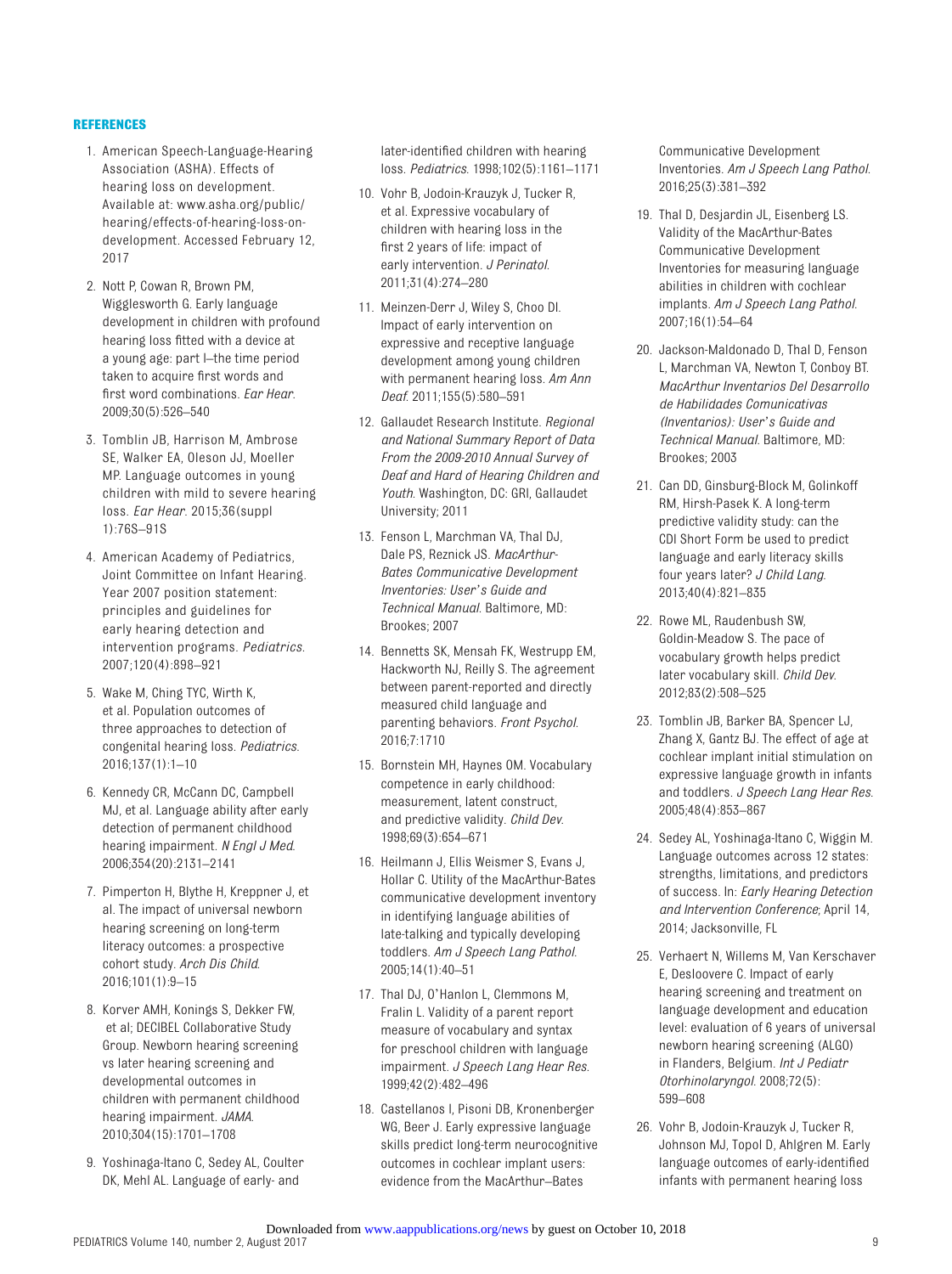## REFERENCES

1. American Speech-Language-Hearing Association (ASHA). Effects of hearing loss on development. Available at: www.asha.org/public/hearing/effects-of-hearing-loss-on-development. Accessed February 12, 2017
2. Nott P, Cowan R, Brown PM, Wigglesworth G. Early language development in children with profound hearing loss fitted with a device at a young age: part I–the time period taken to acquire first words and first word combinations. *Ear Hear*. 2009;30(5):526–540
3. Tomblin JB, Harrison M, Ambrose SE, Walker EA, Oleson JJ, Moeller MP. Language outcomes in young children with mild to severe hearing loss. *Ear Hear*. 2015;36(suppl 1):76S–91S
4. American Academy of Pediatrics, Joint Committee on Infant Hearing. Year 2007 position statement: principles and guidelines for early hearing detection and intervention programs. *Pediatrics*. 2007;120(4):898–921
5. Wake M, Ching TYC, Wirth K, et al. Population outcomes of three approaches to detection of congenital hearing loss. *Pediatrics*. 2016;137(1):1–10
6. Kennedy CR, McCann DC, Campbell MJ, et al. Language ability after early detection of permanent childhood hearing impairment. *N Engl J Med*. 2006;354(20):2131–2141
7. Pimperton H, Blythe H, Kreppner J, et al. The impact of universal newborn hearing screening on long-term literacy outcomes: a prospective cohort study. *Arch Dis Child*. 2016;101(1):9–15
8. Korver AMH, Konings S, Dekker FW, et al; DECIBEL Collaborative Study Group. Newborn hearing screening vs later hearing screening and developmental outcomes in children with permanent childhood hearing impairment. *JAMA*. 2010;304(15):1701–1708
9. Yoshinaga-Itano C, Sedey AL, Coulter DK, Mehl AL. Language of early- and later-identified children with hearing loss. *Pediatrics*. 1998;102(5):1161–1171
10. Vohr B, Jodoin-Krauzyk J, Tucker R, et al. Expressive vocabulary of children with hearing loss in the first 2 years of life: impact of early intervention. *J Perinatol*. 2011;31(4):274–280
11. Meinzen-Derr J, Wiley S, Choo DI. Impact of early intervention on expressive and receptive language development among young children with permanent hearing loss. *Am Ann Deaf*. 2011;155(5):580–591
12. Gallaudet Research Institute. *Regional and National Summary Report of Data From the 2009-2010 Annual Survey of Deaf and Hard of Hearing Children and Youth*. Washington, DC: GRI, Gallaudet University; 2011
13. Fenson L, Marchman VA, Thal DJ, Dale PS, Reznick JS. *MacArthur-Bates Communicative Development Inventories: User's Guide and Technical Manual*. Baltimore, MD: Brookes; 2007
14. Bennetts SK, Mensah FK, Westrupp EM, Hackworth NJ, Reilly S. The agreement between parent-reported and directly measured child language and parenting behaviors. *Front Psychol*. 2016;7:1710
15. Bornstein MH, Haynes OM. Vocabulary competence in early childhood: measurement, latent construct, and predictive validity. *Child Dev*. 1998;69(3):654–671
16. Heilmann J, Ellis Weismer S, Evans J, Hollar C. Utility of the MacArthur-Bates communicative development inventory in identifying language abilities of late-talking and typically developing toddlers. *Am J Speech Lang Pathol*. 2005;14(1):40–51
17. Thal DJ, O'Hanlon L, Clemmons M, Fralin L. Validity of a parent report measure of vocabulary and syntax for preschool children with language impairment. *J Speech Lang Hear Res*. 1999;42(2):482–496
18. Castellanos I, Pisoni DB, Kronenberger WG, Beer J. Early expressive language skills predict long-term neurocognitive outcomes in cochlear implant users: evidence from the MacArthur–Bates Communicative Development Inventories. *Am J Speech Lang Pathol*. 2016;25(3):381–392
19. Thal D, Desjardin JL, Eisenberg LS. Validity of the MacArthur-Bates Communicative Development Inventories for measuring language abilities in children with cochlear implants. *Am J Speech Lang Pathol*. 2007;16(1):54–64
20. Jackson-Maldonado D, Thal D, Fenson L, Marchman VA, Newton T, Conboy BT. *MacArthur Inventarios Del Desarrollo de Habilidades Comunicativas (Inventarios): User's Guide and Technical Manual*. Baltimore, MD: Brookes; 2003
21. Can DD, Ginsburg-Block M, Golinkoff RM, Hirsh-Pasek K. A long-term predictive validity study: can the CDI Short Form be used to predict language and early literacy skills four years later? *J Child Lang*. 2013;40(4):821–835
22. Rowe ML, Raudenbush SW, Goldin-Meadow S. The pace of vocabulary growth helps predict later vocabulary skill. *Child Dev*. 2012;83(2):508–525
23. Tomblin JB, Barker BA, Spencer LJ, Zhang X, Gantz BJ. The effect of age at cochlear implant initial stimulation on expressive language growth in infants and toddlers. *J Speech Lang Hear Res*. 2005;48(4):853–867
24. Sedey AL, Yoshinaga-Itano C, Wiggin M. Language outcomes across 12 states: strengths, limitations, and predictors of success. In: *Early Hearing Detection and Intervention Conference*; April 14, 2014; Jacksonville, FL
25. Verhaert N, Willems M, Van Kerschaver E, Desloovere C. Impact of early hearing screening and treatment on language development and education level: evaluation of 6 years of universal newborn hearing screening (ALGO) in Flanders, Belgium. *Int J Pediatr Otorhinolaryngol*. 2008;72(5): 599–608
26. Vohr B, Jodoin-Krauzyk J, Tucker R, Johnson MJ, Topol D, Ahlgren M. Early language outcomes of early-identified infants with permanent hearing loss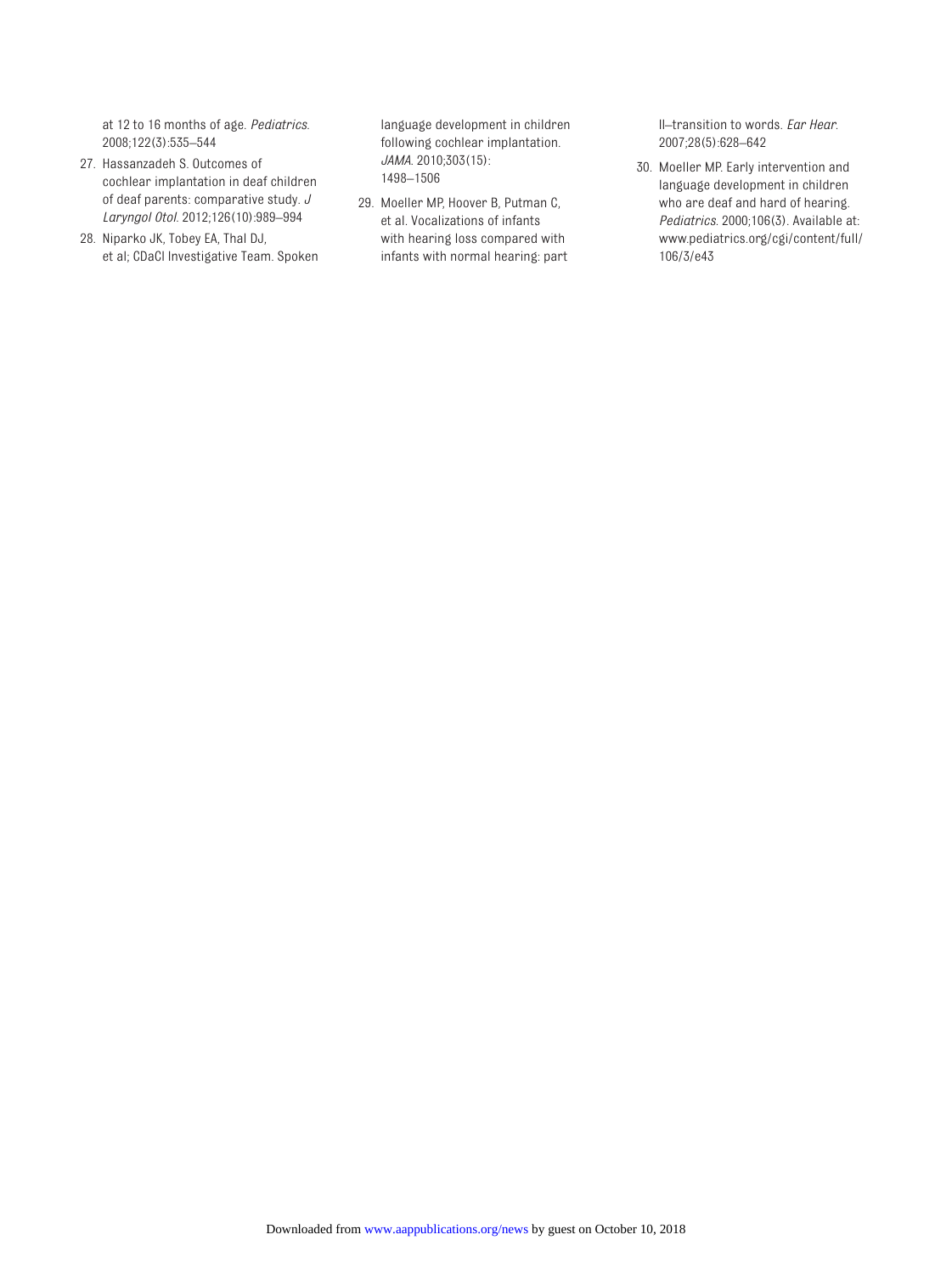at 12 to 16 months of age. *Pediatrics*. 2008;122(3):535–544

27. Hassanzadeh S. Outcomes of cochlear implantation in deaf children of deaf parents: comparative study. *J Laryngol Otol*. 2012;126(10):989–994
28. Niparko JK, Tobey EA, Thal DJ, et al; CDaCI Investigative Team. Spoken language development in children following cochlear implantation. *JAMA*. 2010;303(15): 1498–1506
29. Moeller MP, Hoover B, Putman C, et al. Vocalizations of infants with hearing loss compared with infants with normal hearing: part II–transition to words. *Ear Hear*. 2007;28(5):628–642
30. Moeller MP. Early intervention and language development in children who are deaf and hard of hearing. *Pediatrics*. 2000;106(3). Available at: www.pediatrics.org/cgi/content/full/106/3/e43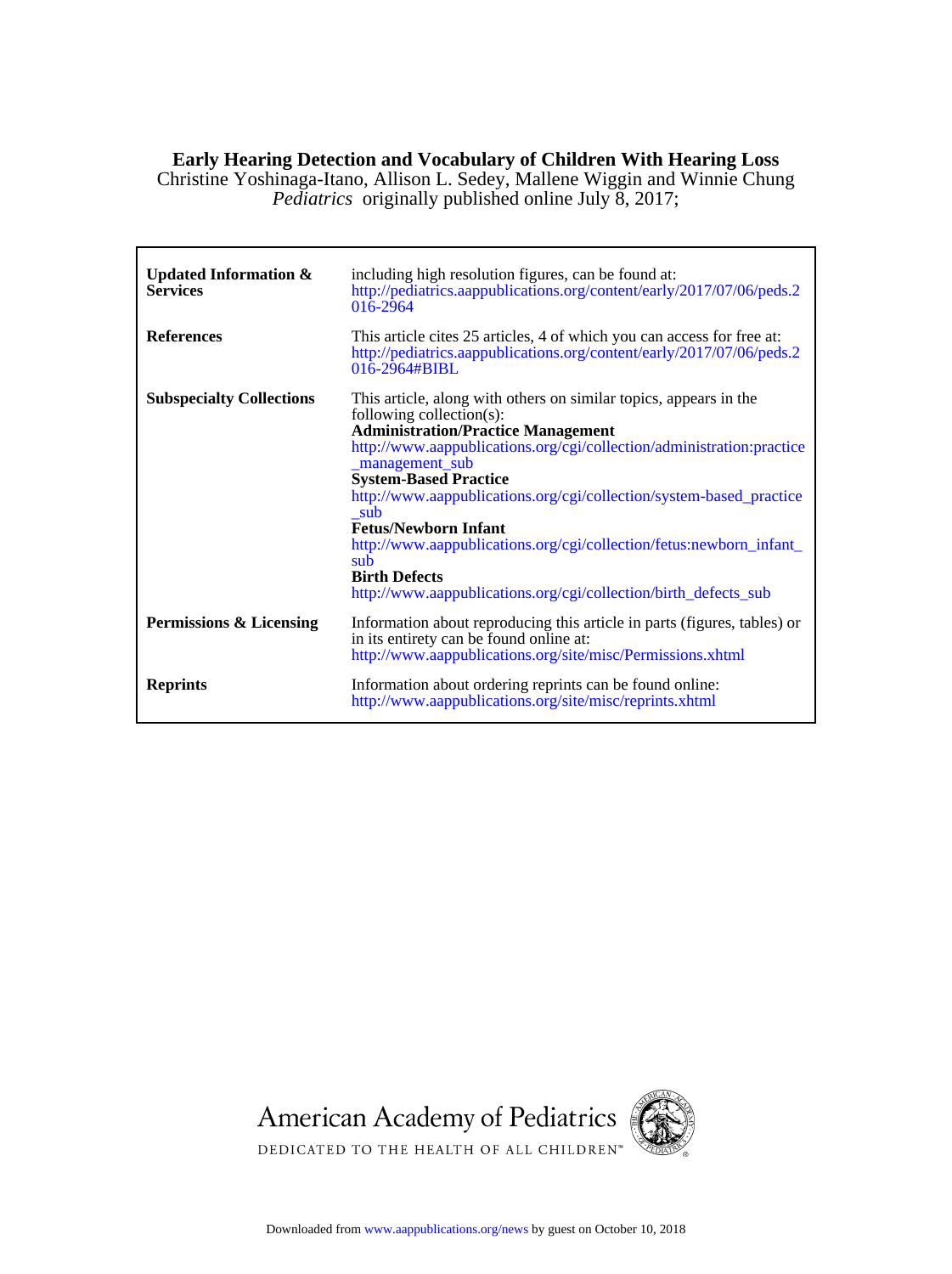**Early Hearing Detection and Vocabulary of Children With Hearing Loss**

Christine Yoshinaga-Itano, Allison L. Sedey, Mallene Wiggin and Winnie Chung

*Pediatrics* originally published online July 8, 2017;

| | |
|---|---|
| **Updated Information & Services** | including high resolution figures, can be found at: http://pediatrics.aappublications.org/content/early/2017/07/06/peds.2016-2964 |
| **References** | This article cites 25 articles, 4 of which you can access for free at: http://pediatrics.aappublications.org/content/early/2017/07/06/peds.2016-2964#BIBL |
| **Subspecialty Collections** | This article, along with others on similar topics, appears in the following collection(s): **Administration/Practice Management** http://www.aappublications.org/cgi/collection/administration:practice_management_sub **System-Based Practice** http://www.aappublications.org/cgi/collection/system-based_practice_sub **Fetus/Newborn Infant** http://www.aappublications.org/cgi/collection/fetus:newborn_infant_sub **Birth Defects** http://www.aappublications.org/cgi/collection/birth_defects_sub |
| **Permissions & Licensing** | Information about reproducing this article in parts (figures, tables) or in its entirety can be found online at: http://www.aappublications.org/site/misc/Permissions.xhtml |
| **Reprints** | Information about ordering reprints can be found online: http://www.aappublications.org/site/misc/reprints.xhtml |

American Academy of Pediatrics

DEDICATED TO THE HEALTH OF ALL CHILDREN™

Downloaded from www.aappublications.org/news by guest on October 10, 2018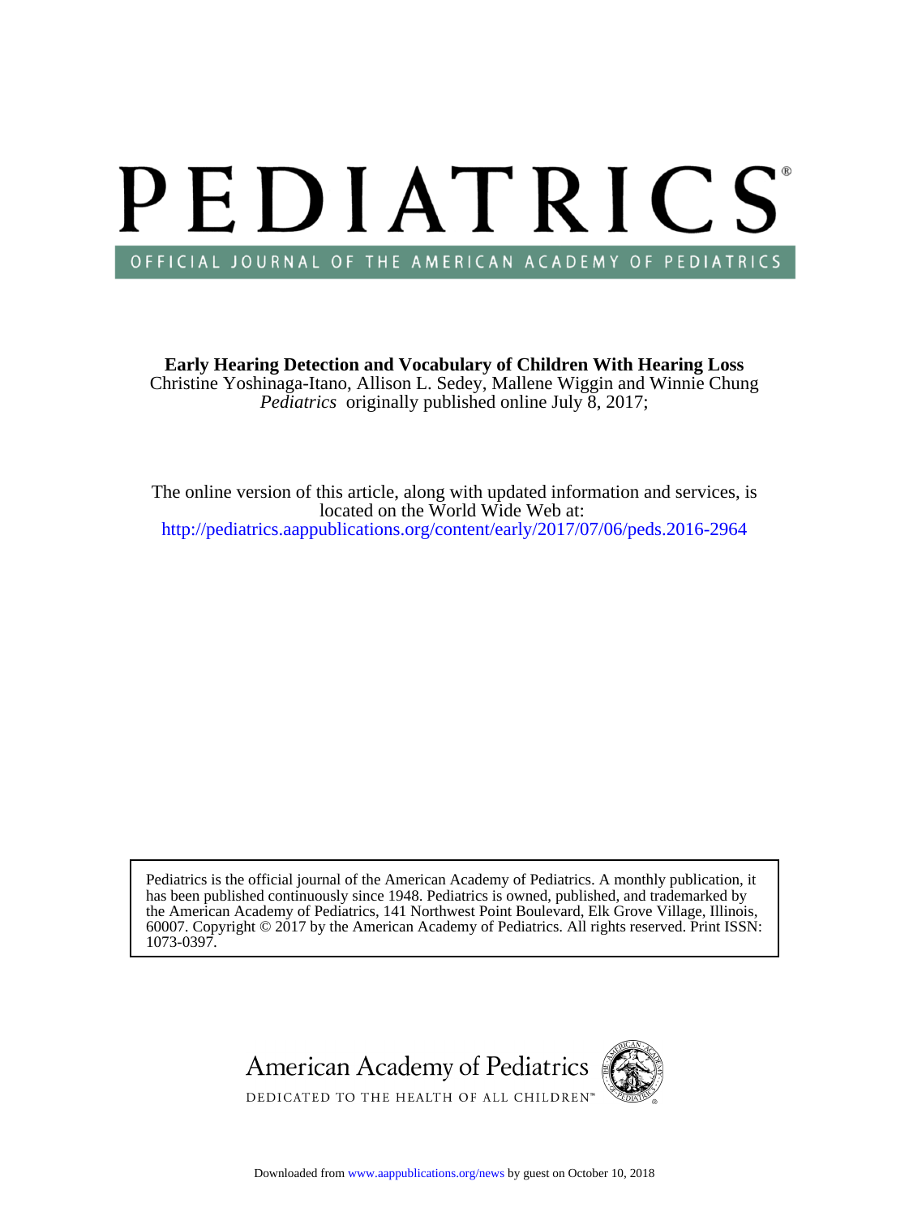# PEDIATRICS

OFFICIAL JOURNAL OF THE AMERICAN ACADEMY OF PEDIATRICS

**Early Hearing Detection and Vocabulary of Children With Hearing Loss**

Christine Yoshinaga-Itano, Allison L. Sedey, Mallene Wiggin and Winnie Chung

*Pediatrics* originally published online July 8, 2017;

The online version of this article, along with updated information and services, is located on the World Wide Web at:

http://pediatrics.aappublications.org/content/early/2017/07/06/peds.2016-2964

Pediatrics is the official journal of the American Academy of Pediatrics. A monthly publication, it has been published continuously since 1948. Pediatrics is owned, published, and trademarked by the American Academy of Pediatrics, 141 Northwest Point Boulevard, Elk Grove Village, Illinois, 60007. Copyright © 2017 by the American Academy of Pediatrics. All rights reserved. Print ISSN: 1073-0397.

American Academy of Pediatrics

DEDICATED TO THE HEALTH OF ALL CHILDREN™

Downloaded from www.aappublications.org/news by guest on October 10, 2018